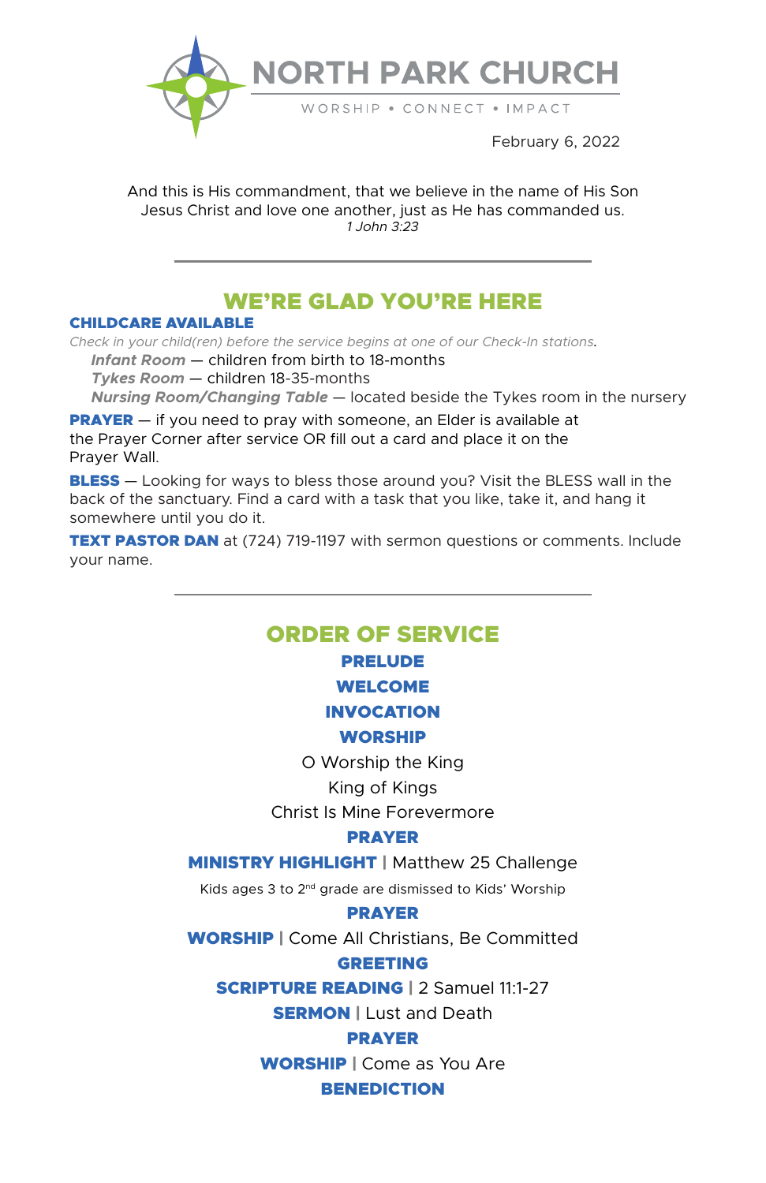# NORTH PARK CHURCH

WORSHIP • CONNECT • IMPACT

February 6, 2022

And this is His commandment, that we believe in the name of His Son Jesus Christ and love one another, just as He has commanded us.
*1 John 3:23*

---

## WE'RE GLAD YOU'RE HERE

**CHILDCARE AVAILABLE**

*Check in your child(ren) before the service begins at one of our Check-In stations.*

- ***Infant Room*** — children from birth to 18-months
- ***Tykes Room*** — children 18-35-months
- ***Nursing Room/Changing Table*** — located beside the Tykes room in the nursery

**PRAYER** — if you need to pray with someone, an Elder is available at the Prayer Corner after service OR fill out a card and place it on the Prayer Wall.

**BLESS** — Looking for ways to bless those around you? Visit the BLESS wall in the back of the sanctuary. Find a card with a task that you like, take it, and hang it somewhere until you do it.

**TEXT PASTOR DAN** at (724) 719-1197 with sermon questions or comments. Include your name.

---

## ORDER OF SERVICE

**PRELUDE**

**WELCOME**

**INVOCATION**

**WORSHIP**

O Worship the King

King of Kings

Christ Is Mine Forevermore

**PRAYER**

**MINISTRY HIGHLIGHT** | Matthew 25 Challenge

Kids ages 3 to 2nd grade are dismissed to Kids' Worship

**PRAYER**

**WORSHIP** | Come All Christians, Be Committed

**GREETING**

**SCRIPTURE READING** | 2 Samuel 11:1-27

**SERMON** | Lust and Death

**PRAYER**

**WORSHIP** | Come as You Are

**BENEDICTION**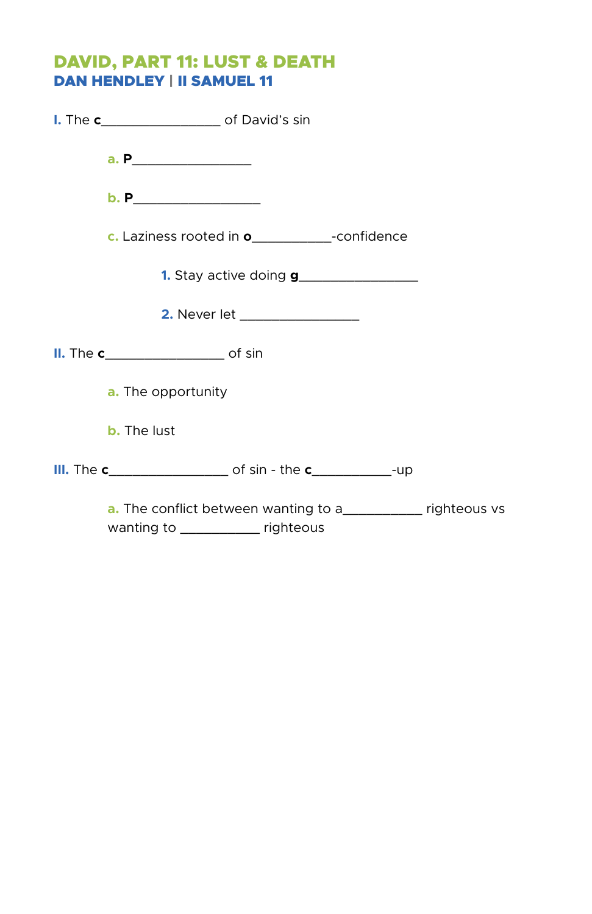# DAVID, PART 11: LUST & DEATH

## DAN HENDLEY | II SAMUEL 11

**I.** The **c**_________________ of David's sin

- **a.** **P**_________________
- **b.** **P**__________________
- **c.** Laziness rooted in **o**___________-confidence
    1. Stay active doing **g**_________________
    2. Never let _________________

**II.** The **c**_________________ of sin

- **a.** The opportunity
- **b.** The lust

**III.** The **c**_________________ of sin - the **c**___________-up

- **a.** The conflict between wanting to a___________ righteous vs wanting to ___________ righteous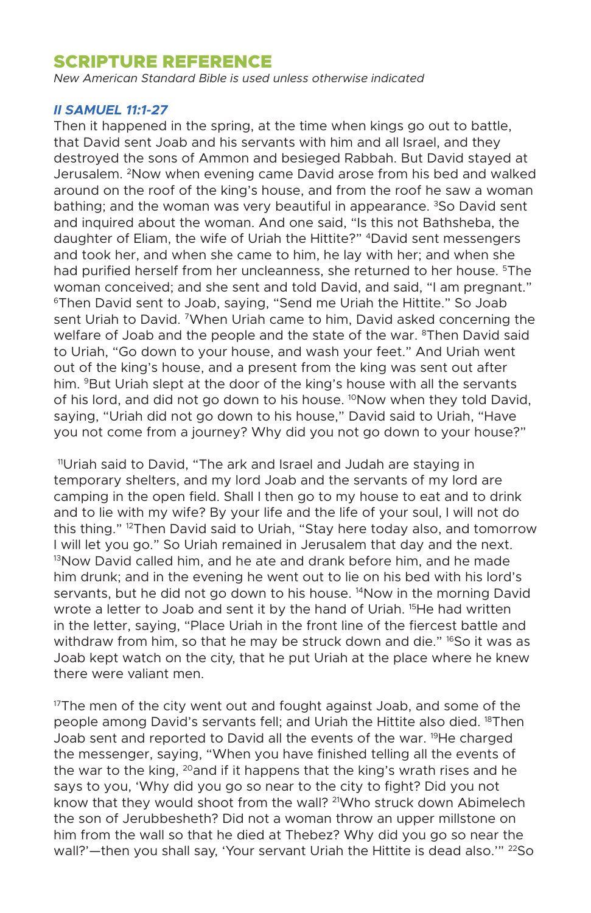## SCRIPTURE REFERENCE

*New American Standard Bible is used unless otherwise indicated*

### *II SAMUEL 11:1-27*

Then it happened in the spring, at the time when kings go out to battle, that David sent Joab and his servants with him and all Israel, and they destroyed the sons of Ammon and besieged Rabbah. But David stayed at Jerusalem. [2]Now when evening came David arose from his bed and walked around on the roof of the king's house, and from the roof he saw a woman bathing; and the woman was very beautiful in appearance. [3]So David sent and inquired about the woman. And one said, "Is this not Bathsheba, the daughter of Eliam, the wife of Uriah the Hittite?" [4]David sent messengers and took her, and when she came to him, he lay with her; and when she had purified herself from her uncleanness, she returned to her house. [5]The woman conceived; and she sent and told David, and said, "I am pregnant." [6]Then David sent to Joab, saying, "Send me Uriah the Hittite." So Joab sent Uriah to David. [7]When Uriah came to him, David asked concerning the welfare of Joab and the people and the state of the war. [8]Then David said to Uriah, "Go down to your house, and wash your feet." And Uriah went out of the king's house, and a present from the king was sent out after him. [9]But Uriah slept at the door of the king's house with all the servants of his lord, and did not go down to his house. [10]Now when they told David, saying, "Uriah did not go down to his house," David said to Uriah, "Have you not come from a journey? Why did you not go down to your house?"

[11]Uriah said to David, "The ark and Israel and Judah are staying in temporary shelters, and my lord Joab and the servants of my lord are camping in the open field. Shall I then go to my house to eat and to drink and to lie with my wife? By your life and the life of your soul, I will not do this thing." [12]Then David said to Uriah, "Stay here today also, and tomorrow I will let you go." So Uriah remained in Jerusalem that day and the next. [13]Now David called him, and he ate and drank before him, and he made him drunk; and in the evening he went out to lie on his bed with his lord's servants, but he did not go down to his house. [14]Now in the morning David wrote a letter to Joab and sent it by the hand of Uriah. [15]He had written in the letter, saying, "Place Uriah in the front line of the fiercest battle and withdraw from him, so that he may be struck down and die." [16]So it was as Joab kept watch on the city, that he put Uriah at the place where he knew there were valiant men.

[17]The men of the city went out and fought against Joab, and some of the people among David's servants fell; and Uriah the Hittite also died. [18]Then Joab sent and reported to David all the events of the war. [19]He charged the messenger, saying, "When you have finished telling all the events of the war to the king, [20]and if it happens that the king's wrath rises and he says to you, 'Why did you go so near to the city to fight? Did you not know that they would shoot from the wall? [21]Who struck down Abimelech the son of Jerubbesheth? Did not a woman throw an upper millstone on him from the wall so that he died at Thebez? Why did you go so near the wall?'—then you shall say, 'Your servant Uriah the Hittite is dead also.'" [22]So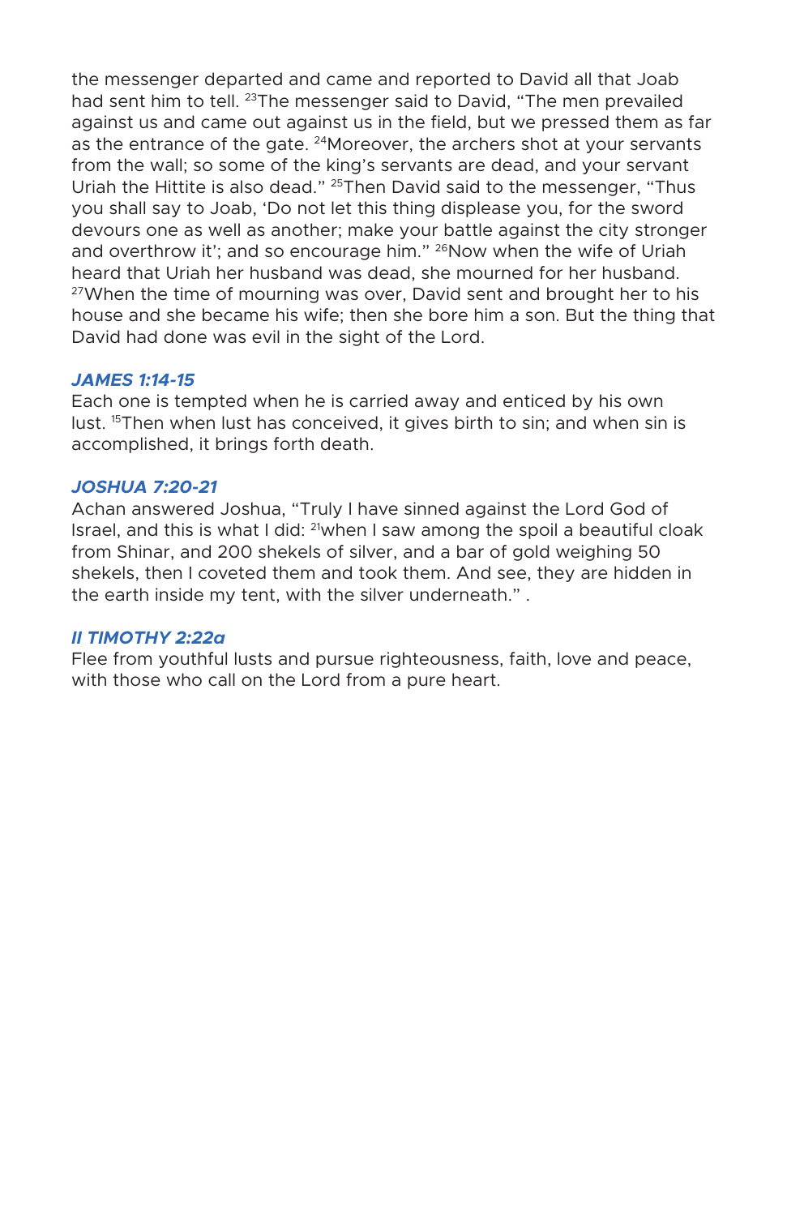the messenger departed and came and reported to David all that Joab had sent him to tell. [23]The messenger said to David, "The men prevailed against us and came out against us in the field, but we pressed them as far as the entrance of the gate. [24]Moreover, the archers shot at your servants from the wall; so some of the king's servants are dead, and your servant Uriah the Hittite is also dead." [25]Then David said to the messenger, "Thus you shall say to Joab, 'Do not let this thing displease you, for the sword devours one as well as another; make your battle against the city stronger and overthrow it'; and so encourage him." [26]Now when the wife of Uriah heard that Uriah her husband was dead, she mourned for her husband. [27]When the time of mourning was over, David sent and brought her to his house and she became his wife; then she bore him a son. But the thing that David had done was evil in the sight of the Lord.

### *JAMES 1:14-15*

Each one is tempted when he is carried away and enticed by his own lust. [15]Then when lust has conceived, it gives birth to sin; and when sin is accomplished, it brings forth death.

### *JOSHUA 7:20-21*

Achan answered Joshua, "Truly I have sinned against the Lord God of Israel, and this is what I did: [21]when I saw among the spoil a beautiful cloak from Shinar, and 200 shekels of silver, and a bar of gold weighing 50 shekels, then I coveted them and took them. And see, they are hidden in the earth inside my tent, with the silver underneath." .

### *II TIMOTHY 2:22a*

Flee from youthful lusts and pursue righteousness, faith, love and peace, with those who call on the Lord from a pure heart.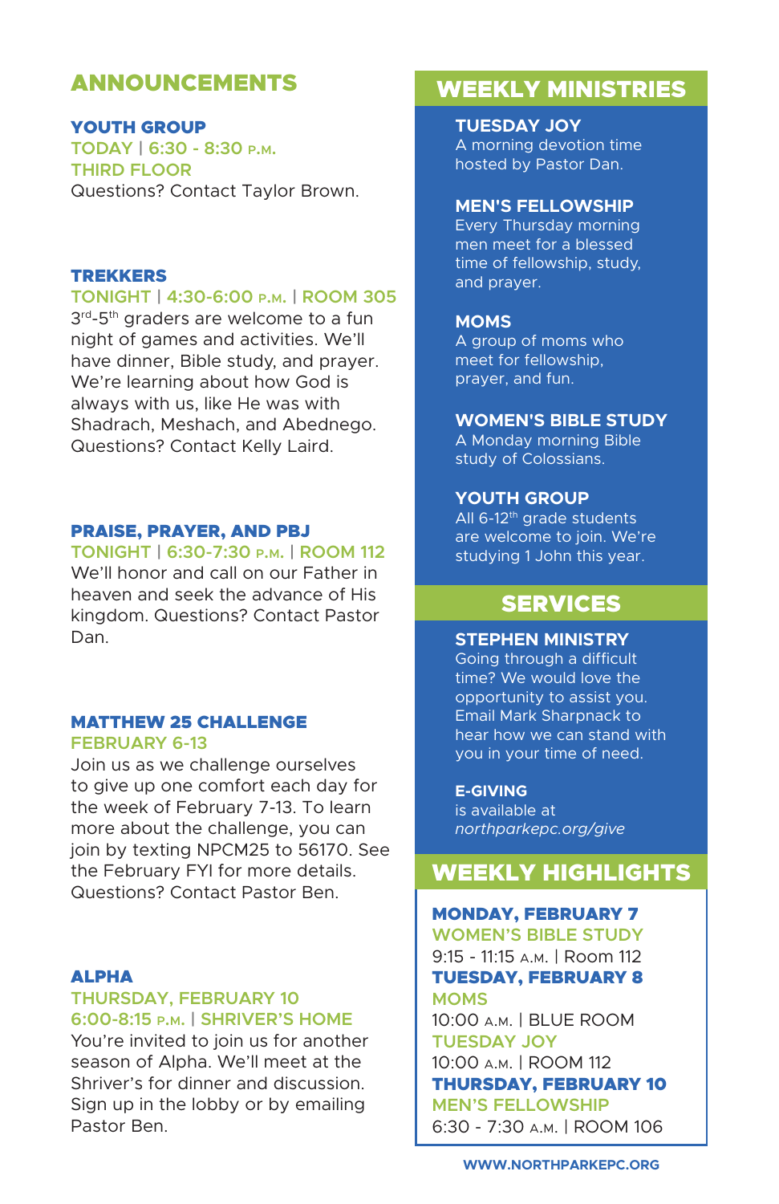## ANNOUNCEMENTS

### YOUTH GROUP

**TODAY | 6:30 - 8:30 P.M.**
**THIRD FLOOR**

Questions? Contact Taylor Brown.

### TREKKERS

**TONIGHT | 4:30-6:00 P.M. | ROOM 305**

3rd-5th graders are welcome to a fun night of games and activities. We'll have dinner, Bible study, and prayer. We're learning about how God is always with us, like He was with Shadrach, Meshach, and Abednego. Questions? Contact Kelly Laird.

### PRAISE, PRAYER, AND PBJ

**TONIGHT | 6:30-7:30 P.M. | ROOM 112**

We'll honor and call on our Father in heaven and seek the advance of His kingdom. Questions? Contact Pastor Dan.

### MATTHEW 25 CHALLENGE

**FEBRUARY 6-13**

Join us as we challenge ourselves to give up one comfort each day for the week of February 7-13. To learn more about the challenge, you can join by texting NPCM25 to 56170. See the February FYI for more details. Questions? Contact Pastor Ben.

### ALPHA

**THURSDAY, FEBRUARY 10**
**6:00-8:15 P.M. | SHRIVER'S HOME**

You're invited to join us for another season of Alpha. We'll meet at the Shriver's for dinner and discussion. Sign up in the lobby or by emailing Pastor Ben.

## WEEKLY MINISTRIES

### TUESDAY JOY

A morning devotion time hosted by Pastor Dan.

### MEN'S FELLOWSHIP

Every Thursday morning men meet for a blessed time of fellowship, study, and prayer.

### MOMS

A group of moms who meet for fellowship, prayer, and fun.

### WOMEN'S BIBLE STUDY

A Monday morning Bible study of Colossians.

### YOUTH GROUP

All 6-12th grade students are welcome to join. We're studying 1 John this year.

## SERVICES

### STEPHEN MINISTRY

Going through a difficult time? We would love the opportunity to assist you. Email Mark Sharpnack to hear how we can stand with you in your time of need.

### E-GIVING

is available at *northparkepc.org/give*

## WEEKLY HIGHLIGHTS

### MONDAY, FEBRUARY 7

**WOMEN'S BIBLE STUDY**
9:15 - 11:15 A.M. | Room 112

### TUESDAY, FEBRUARY 8

**MOMS**
10:00 A.M. | BLUE ROOM

**TUESDAY JOY**
10:00 A.M. | ROOM 112

### THURSDAY, FEBRUARY 10

**MEN'S FELLOWSHIP**
6:30 - 7:30 A.M. | ROOM 106

WWW.NORTHPARKEPC.ORG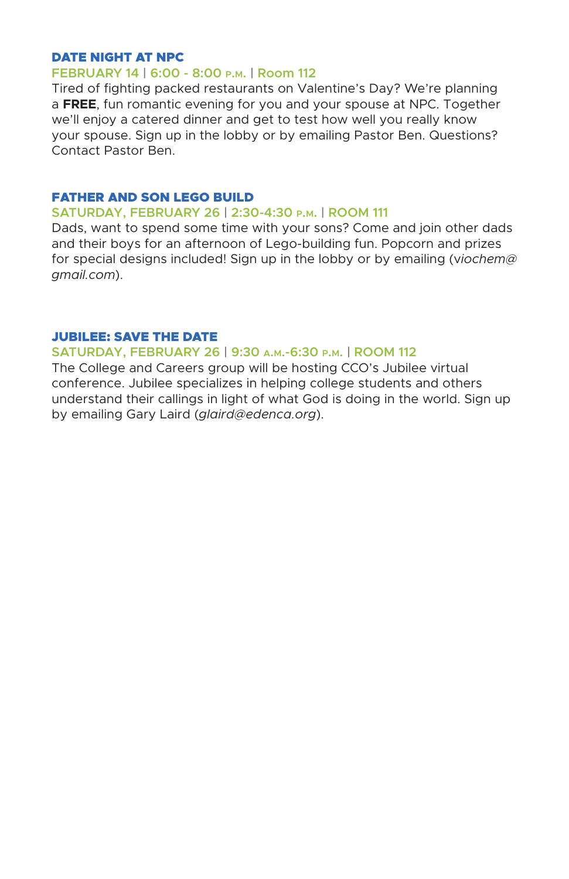### DATE NIGHT AT NPC

**FEBRUARY 14 | 6:00 - 8:00 P.M. | Room 112**

Tired of fighting packed restaurants on Valentine's Day? We're planning a **FREE**, fun romantic evening for you and your spouse at NPC. Together we'll enjoy a catered dinner and get to test how well you really know your spouse. Sign up in the lobby or by emailing Pastor Ben. Questions? Contact Pastor Ben.

### FATHER AND SON LEGO BUILD

**SATURDAY, FEBRUARY 26 | 2:30-4:30 P.M. | ROOM 111**

Dads, want to spend some time with your sons? Come and join other dads and their boys for an afternoon of Lego-building fun. Popcorn and prizes for special designs included! Sign up in the lobby or by emailing (*viochem@gmail.com*).

### JUBILEE: SAVE THE DATE

**SATURDAY, FEBRUARY 26 | 9:30 A.M.-6:30 P.M. | ROOM 112**

The College and Careers group will be hosting CCO's Jubilee virtual conference. Jubilee specializes in helping college students and others understand their callings in light of what God is doing in the world. Sign up by emailing Gary Laird (*glaird@edenca.org*).